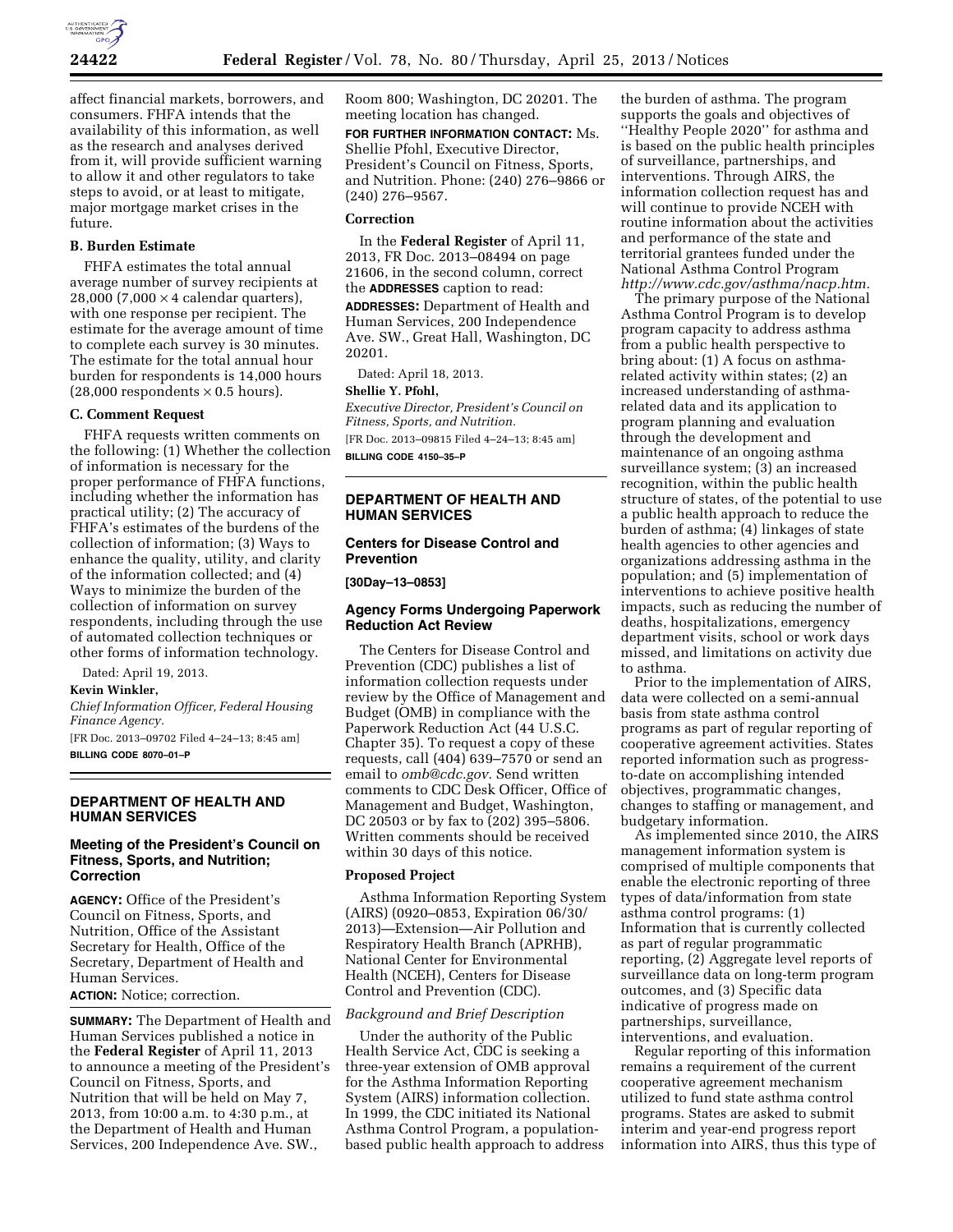affect financial markets, borrowers, and consumers. FHFA intends that the availability of this information, as well as the research and analyses derived from it, will provide sufficient warning to allow it and other regulators to take steps to avoid, or at least to mitigate, major mortgage market crises in the future.

### B. Burden Estimate

FHFA estimates the total annual average number of survey recipients at 28,000 ($7,000 \times 4$ calendar quarters), with one response per recipient. The estimate for the average amount of time to complete each survey is 30 minutes. The estimate for the total annual hour burden for respondents is 14,000 hours (28,000 respondents $\times$ 0.5 hours).

### C. Comment Request

FHFA requests written comments on the following: (1) Whether the collection of information is necessary for the proper performance of FHFA functions, including whether the information has practical utility; (2) The accuracy of FHFA's estimates of the burdens of the collection of information; (3) Ways to enhance the quality, utility, and clarity of the information collected; and (4) Ways to minimize the burden of the collection of information on survey respondents, including through the use of automated collection techniques or other forms of information technology.

Dated: April 19, 2013.

**Kevin Winkler,**

*Chief Information Officer, Federal Housing Finance Agency.*

[FR Doc. 2013–09702 Filed 4–24–13; 8:45 am]

**BILLING CODE 8070–01–P**

## DEPARTMENT OF HEALTH AND HUMAN SERVICES

### Meeting of the President's Council on Fitness, Sports, and Nutrition; Correction

**AGENCY:** Office of the President's Council on Fitness, Sports, and Nutrition, Office of the Assistant Secretary for Health, Office of the Secretary, Department of Health and Human Services.

**ACTION:** Notice; correction.

**SUMMARY:** The Department of Health and Human Services published a notice in the **Federal Register** of April 11, 2013 to announce a meeting of the President's Council on Fitness, Sports, and Nutrition that will be held on May 7, 2013, from 10:00 a.m. to 4:30 p.m., at the Department of Health and Human Services, 200 Independence Ave. SW., Room 800; Washington, DC 20201. The meeting location has changed.

**FOR FURTHER INFORMATION CONTACT:** Ms. Shellie Pfohl, Executive Director, President's Council on Fitness, Sports, and Nutrition. Phone: (240) 276–9866 or (240) 276–9567.

### Correction

In the **Federal Register** of April 11, 2013, FR Doc. 2013–08494 on page 21606, in the second column, correct the **ADDRESSES** caption to read:

**ADDRESSES:** Department of Health and Human Services, 200 Independence Ave. SW., Great Hall, Washington, DC 20201.

Dated: April 18, 2013.

**Shellie Y. Pfohl,**

*Executive Director, President's Council on Fitness, Sports, and Nutrition.*

[FR Doc. 2013–09815 Filed 4–24–13; 8:45 am]

**BILLING CODE 4150–35–P**

## DEPARTMENT OF HEALTH AND HUMAN SERVICES

### Centers for Disease Control and Prevention

**[30Day–13–0853]**

### Agency Forms Undergoing Paperwork Reduction Act Review

The Centers for Disease Control and Prevention (CDC) publishes a list of information collection requests under review by the Office of Management and Budget (OMB) in compliance with the Paperwork Reduction Act (44 U.S.C. Chapter 35). To request a copy of these requests, call (404) 639–7570 or send an email to *omb@cdc.gov.* Send written comments to CDC Desk Officer, Office of Management and Budget, Washington, DC 20503 or by fax to (202) 395–5806. Written comments should be received within 30 days of this notice.

### Proposed Project

Asthma Information Reporting System (AIRS) (0920–0853, Expiration 06/30/2013)—Extension—Air Pollution and Respiratory Health Branch (APRHB), National Center for Environmental Health (NCEH), Centers for Disease Control and Prevention (CDC).

*Background and Brief Description*

Under the authority of the Public Health Service Act, CDC is seeking a three-year extension of OMB approval for the Asthma Information Reporting System (AIRS) information collection. In 1999, the CDC initiated its National Asthma Control Program, a population-based public health approach to address the burden of asthma. The program supports the goals and objectives of "Healthy People 2020" for asthma and is based on the public health principles of surveillance, partnerships, and interventions. Through AIRS, the information collection request has and will continue to provide NCEH with routine information about the activities and performance of the state and territorial grantees funded under the National Asthma Control Program *http://www.cdc.gov/asthma/nacp.htm.*

The primary purpose of the National Asthma Control Program is to develop program capacity to address asthma from a public health perspective to bring about: (1) A focus on asthma-related activity within states; (2) an increased understanding of asthma-related data and its application to program planning and evaluation through the development and maintenance of an ongoing asthma surveillance system; (3) an increased recognition, within the public health structure of states, of the potential to use a public health approach to reduce the burden of asthma; (4) linkages of state health agencies to other agencies and organizations addressing asthma in the population; and (5) implementation of interventions to achieve positive health impacts, such as reducing the number of deaths, hospitalizations, emergency department visits, school or work days missed, and limitations on activity due to asthma.

Prior to the implementation of AIRS, data were collected on a semi-annual basis from state asthma control programs as part of regular reporting of cooperative agreement activities. States reported information such as progress-to-date on accomplishing intended objectives, programmatic changes, changes to staffing or management, and budgetary information.

As implemented since 2010, the AIRS management information system is comprised of multiple components that enable the electronic reporting of three types of data/information from state asthma control programs: (1) Information that is currently collected as part of regular programmatic reporting, (2) Aggregate level reports of surveillance data on long-term program outcomes, and (3) Specific data indicative of progress made on partnerships, surveillance, interventions, and evaluation.

Regular reporting of this information remains a requirement of the current cooperative agreement mechanism utilized to fund state asthma control programs. States are asked to submit interim and year-end progress report information into AIRS, thus this type of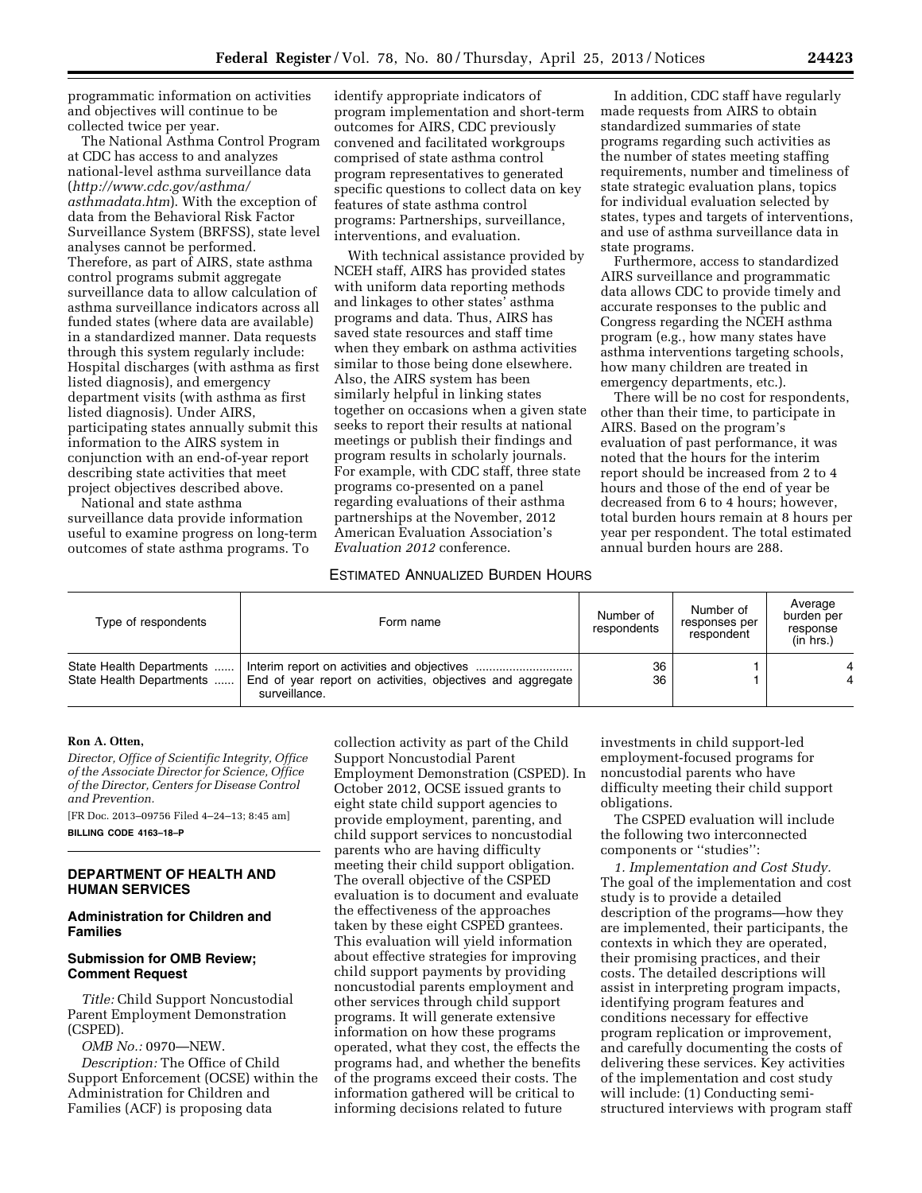programmatic information on activities and objectives will continue to be collected twice per year.

The National Asthma Control Program at CDC has access to and analyzes national-level asthma surveillance data (*http://www.cdc.gov/asthma/asthmadata.htm*). With the exception of data from the Behavioral Risk Factor Surveillance System (BRFSS), state level analyses cannot be performed. Therefore, as part of AIRS, state asthma control programs submit aggregate surveillance data to allow calculation of asthma surveillance indicators across all funded states (where data are available) in a standardized manner. Data requests through this system regularly include: Hospital discharges (with asthma as first listed diagnosis), and emergency department visits (with asthma as first listed diagnosis). Under AIRS, participating states annually submit this information to the AIRS system in conjunction with an end-of-year report describing state activities that meet project objectives described above.

National and state asthma surveillance data provide information useful to examine progress on long-term outcomes of state asthma programs. To identify appropriate indicators of program implementation and short-term outcomes for AIRS, CDC previously convened and facilitated workgroups comprised of state asthma control program representatives to generated specific questions to collect data on key features of state asthma control programs: Partnerships, surveillance, interventions, and evaluation.

With technical assistance provided by NCEH staff, AIRS has provided states with uniform data reporting methods and linkages to other states' asthma programs and data. Thus, AIRS has saved state resources and staff time when they embark on asthma activities similar to those being done elsewhere. Also, the AIRS system has been similarly helpful in linking states together on occasions when a given state seeks to report their results at national meetings or publish their findings and program results in scholarly journals. For example, with CDC staff, three state programs co-presented on a panel regarding evaluations of their asthma partnerships at the November, 2012 American Evaluation Association's *Evaluation 2012* conference.

In addition, CDC staff have regularly made requests from AIRS to obtain standardized summaries of state programs regarding such activities as the number of states meeting staffing requirements, number and timeliness of state strategic evaluation plans, topics for individual evaluation selected by states, types and targets of interventions, and use of asthma surveillance data in state programs.

Furthermore, access to standardized AIRS surveillance and programmatic data allows CDC to provide timely and accurate responses to the public and Congress regarding the NCEH asthma program (e.g., how many states have asthma interventions targeting schools, how many children are treated in emergency departments, etc.).

There will be no cost for respondents, other than their time, to participate in AIRS. Based on the program's evaluation of past performance, it was noted that the hours for the interim report should be increased from 2 to 4 hours and those of the end of year be decreased from 6 to 4 hours; however, total burden hours remain at 8 hours per year per respondent. The total estimated annual burden hours are 288.

ESTIMATED ANNUALIZED BURDEN HOURS

| Type of respondents | Form name | Number of respondents | Number of responses per respondent | Average burden per response (in hrs.) |
|---|---|---|---|---|
| State Health Departments | Interim report on activities and objectives | 36 | 1 | 4 |
| State Health Departments | End of year report on activities, objectives and aggregate surveillance. | 36 | 1 | 4 |

**Ron A. Otten,**

*Director, Office of Scientific Integrity, Office of the Associate Director for Science, Office of the Director, Centers for Disease Control and Prevention.*

[FR Doc. 2013–09756 Filed 4–24–13; 8:45 am]

**BILLING CODE 4163–18–P**

## DEPARTMENT OF HEALTH AND HUMAN SERVICES

### Administration for Children and Families

### Submission for OMB Review; Comment Request

*Title:* Child Support Noncustodial Parent Employment Demonstration (CSPED).

*OMB No.:* 0970—NEW.

*Description:* The Office of Child Support Enforcement (OCSE) within the Administration for Children and Families (ACF) is proposing data collection activity as part of the Child Support Noncustodial Parent Employment Demonstration (CSPED). In October 2012, OCSE issued grants to eight state child support agencies to provide employment, parenting, and child support services to noncustodial parents who are having difficulty meeting their child support obligation. The overall objective of the CSPED evaluation is to document and evaluate the effectiveness of the approaches taken by these eight CSPED grantees. This evaluation will yield information about effective strategies for improving child support payments by providing noncustodial parents employment and other services through child support programs. It will generate extensive information on how these programs operated, what they cost, the effects the programs had, and whether the benefits of the programs exceed their costs. The information gathered will be critical to informing decisions related to future investments in child support-led employment-focused programs for noncustodial parents who have difficulty meeting their child support obligations.

The CSPED evaluation will include the following two interconnected components or "studies":

*1. Implementation and Cost Study.* The goal of the implementation and cost study is to provide a detailed description of the programs—how they are implemented, their participants, the contexts in which they are operated, their promising practices, and their costs. The detailed descriptions will assist in interpreting program impacts, identifying program features and conditions necessary for effective program replication or improvement, and carefully documenting the costs of delivering these services. Key activities of the implementation and cost study will include: (1) Conducting semi-structured interviews with program staff